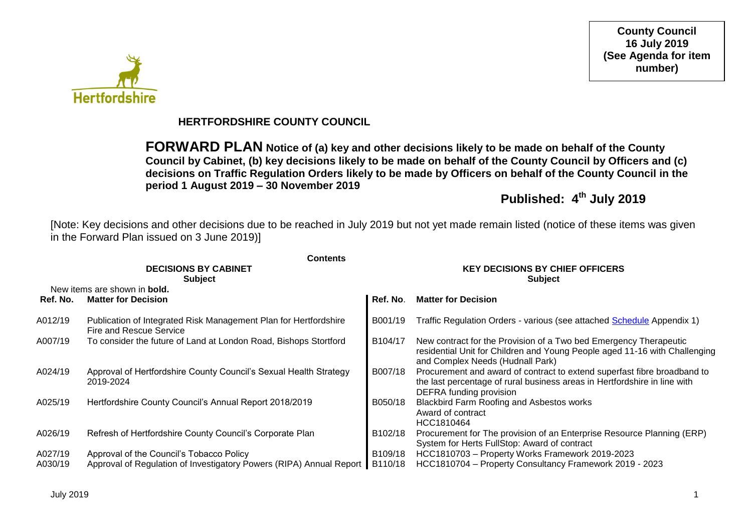**County Council**
**16 July 2019**
**(See Agenda for item number)**

Hertfordshire

# HERTFORDSHIRE COUNTY COUNCIL

## FORWARD PLAN Notice of (a) key and other decisions likely to be made on behalf of the County Council by Cabinet, (b) key decisions likely to be made on behalf of the County Council by Officers and (c) decisions on Traffic Regulation Orders likely to be made by Officers on behalf of the County Council in the period 1 August 2019 – 30 November 2019

## Published: 4th July 2019

[Note: Key decisions and other decisions due to be reached in July 2019 but not yet made remain listed (notice of these items was given in the Forward Plan issued on 3 June 2019)]

**Contents**

| DECISIONS BY CABINET | | KEY DECISIONS BY CHIEF OFFICERS | |
|---|---|---|---|
| **Subject** | | **Subject** | |
| New items are shown in **bold.** | | | |
| **Ref. No.** | **Matter for Decision** | **Ref. No.** | **Matter for Decision** |
| A012/19 | Publication of Integrated Risk Management Plan for Hertfordshire Fire and Rescue Service | B001/19 | Traffic Regulation Orders - various (see attached Schedule Appendix 1) |
| A007/19 | To consider the future of Land at London Road, Bishops Stortford | B104/17 | New contract for the Provision of a Two bed Emergency Therapeutic residential Unit for Children and Young People aged 11-16 with Challenging and Complex Needs (Hudnall Park) |
| A024/19 | Approval of Hertfordshire County Council's Sexual Health Strategy 2019-2024 | B007/18 | Procurement and award of contract to extend superfast fibre broadband to the last percentage of rural business areas in Hertfordshire in line with DEFRA funding provision |
| A025/19 | Hertfordshire County Council's Annual Report 2018/2019 | B050/18 | Blackbird Farm Roofing and Asbestos works Award of contract HCC1810464 |
| A026/19 | Refresh of Hertfordshire County Council's Corporate Plan | B102/18 | Procurement for The provision of an Enterprise Resource Planning (ERP) System for Herts FullStop: Award of contract |
| A027/19 | Approval of the Council's Tobacco Policy | B109/18 | HCC1810703 – Property Works Framework 2019-2023 |
| A030/19 | Approval of Regulation of Investigatory Powers (RIPA) Annual Report | B110/18 | HCC1810704 – Property Consultancy Framework 2019 - 2023 |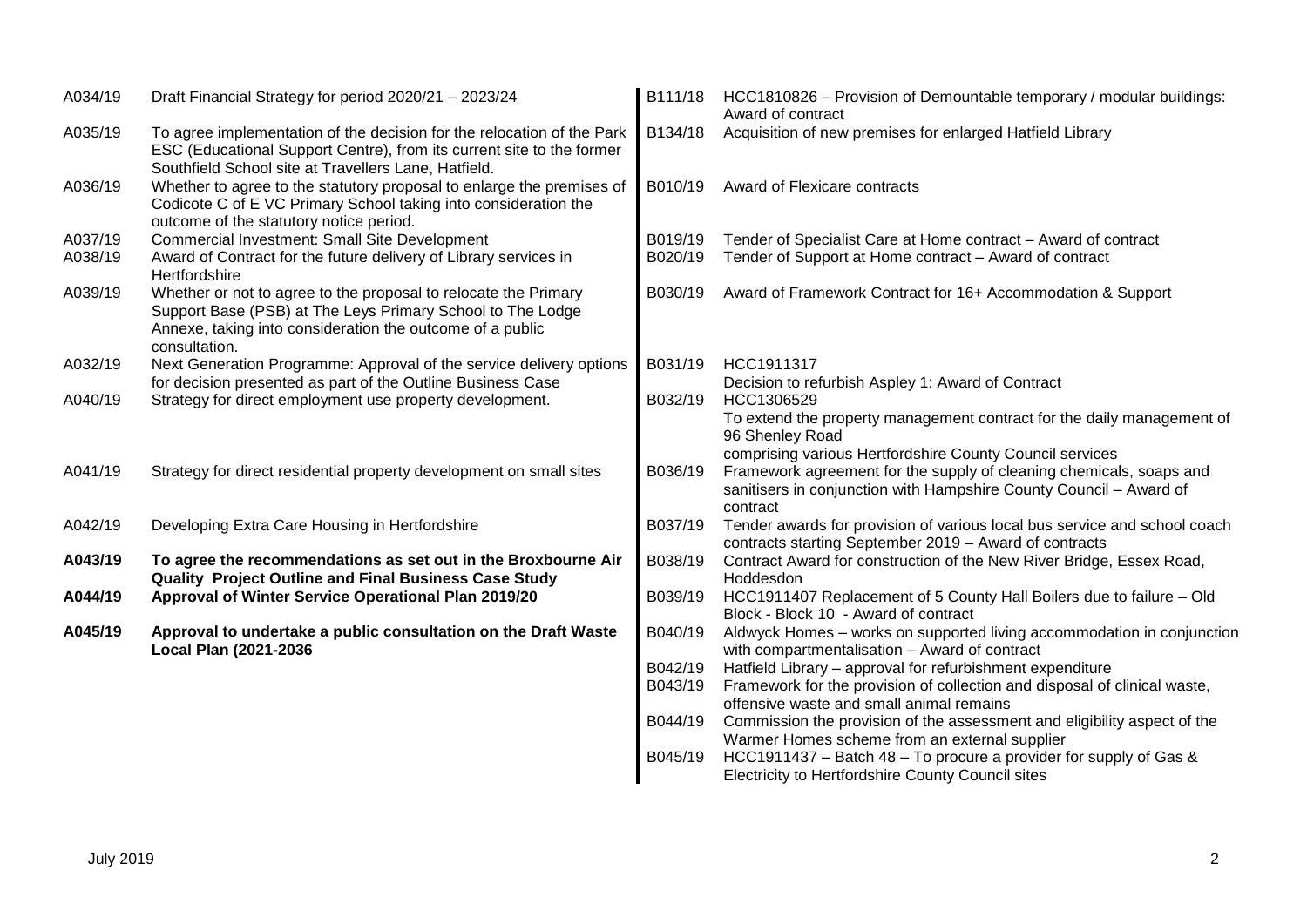| | |
|---|---|
| A034/19 | Draft Financial Strategy for period 2020/21 – 2023/24 |
| A035/19 | To agree implementation of the decision for the relocation of the Park ESC (Educational Support Centre), from its current site to the former Southfield School site at Travellers Lane, Hatfield. |
| A036/19 | Whether to agree to the statutory proposal to enlarge the premises of Codicote C of E VC Primary School taking into consideration the outcome of the statutory notice period. |
| A037/19 | Commercial Investment: Small Site Development |
| A038/19 | Award of Contract for the future delivery of Library services in Hertfordshire |
| A039/19 | Whether or not to agree to the proposal to relocate the Primary Support Base (PSB) at The Leys Primary School to The Lodge Annexe, taking into consideration the outcome of a public consultation. |
| A032/19 | Next Generation Programme: Approval of the service delivery options for decision presented as part of the Outline Business Case |
| A040/19 | Strategy for direct employment use property development. |
| A041/19 | Strategy for direct residential property development on small sites |
| A042/19 | Developing Extra Care Housing in Hertfordshire |
| **A043/19** | **To agree the recommendations as set out in the Broxbourne Air Quality Project Outline and Final Business Case Study** |
| **A044/19** | **Approval of Winter Service Operational Plan 2019/20** |
| **A045/19** | **Approval to undertake a public consultation on the Draft Waste Local Plan (2021-2036** |

| | |
|---|---|
| B111/18 | HCC1810826 – Provision of Demountable temporary / modular buildings: Award of contract |
| B134/18 | Acquisition of new premises for enlarged Hatfield Library |
| B010/19 | Award of Flexicare contracts |
| B019/19 | Tender of Specialist Care at Home contract – Award of contract |
| B020/19 | Tender of Support at Home contract – Award of contract |
| B030/19 | Award of Framework Contract for 16+ Accommodation & Support |
| B031/19 | HCC1911317<br>Decision to refurbish Aspley 1: Award of Contract |
| B032/19 | HCC1306529<br>To extend the property management contract for the daily management of 96 Shenley Road<br>comprising various Hertfordshire County Council services |
| B036/19 | Framework agreement for the supply of cleaning chemicals, soaps and sanitisers in conjunction with Hampshire County Council – Award of contract |
| B037/19 | Tender awards for provision of various local bus service and school coach contracts starting September 2019 – Award of contracts |
| B038/19 | Contract Award for construction of the New River Bridge, Essex Road, Hoddesdon |
| B039/19 | HCC1911407 Replacement of 5 County Hall Boilers due to failure – Old Block - Block 10 - Award of contract |
| B040/19 | Aldwyck Homes – works on supported living accommodation in conjunction with compartmentalisation – Award of contract |
| B042/19 | Hatfield Library – approval for refurbishment expenditure |
| B043/19 | Framework for the provision of collection and disposal of clinical waste, offensive waste and small animal remains |
| B044/19 | Commission the provision of the assessment and eligibility aspect of the Warmer Homes scheme from an external supplier |
| B045/19 | HCC1911437 – Batch 48 – To procure a provider for supply of Gas & Electricity to Hertfordshire County Council sites |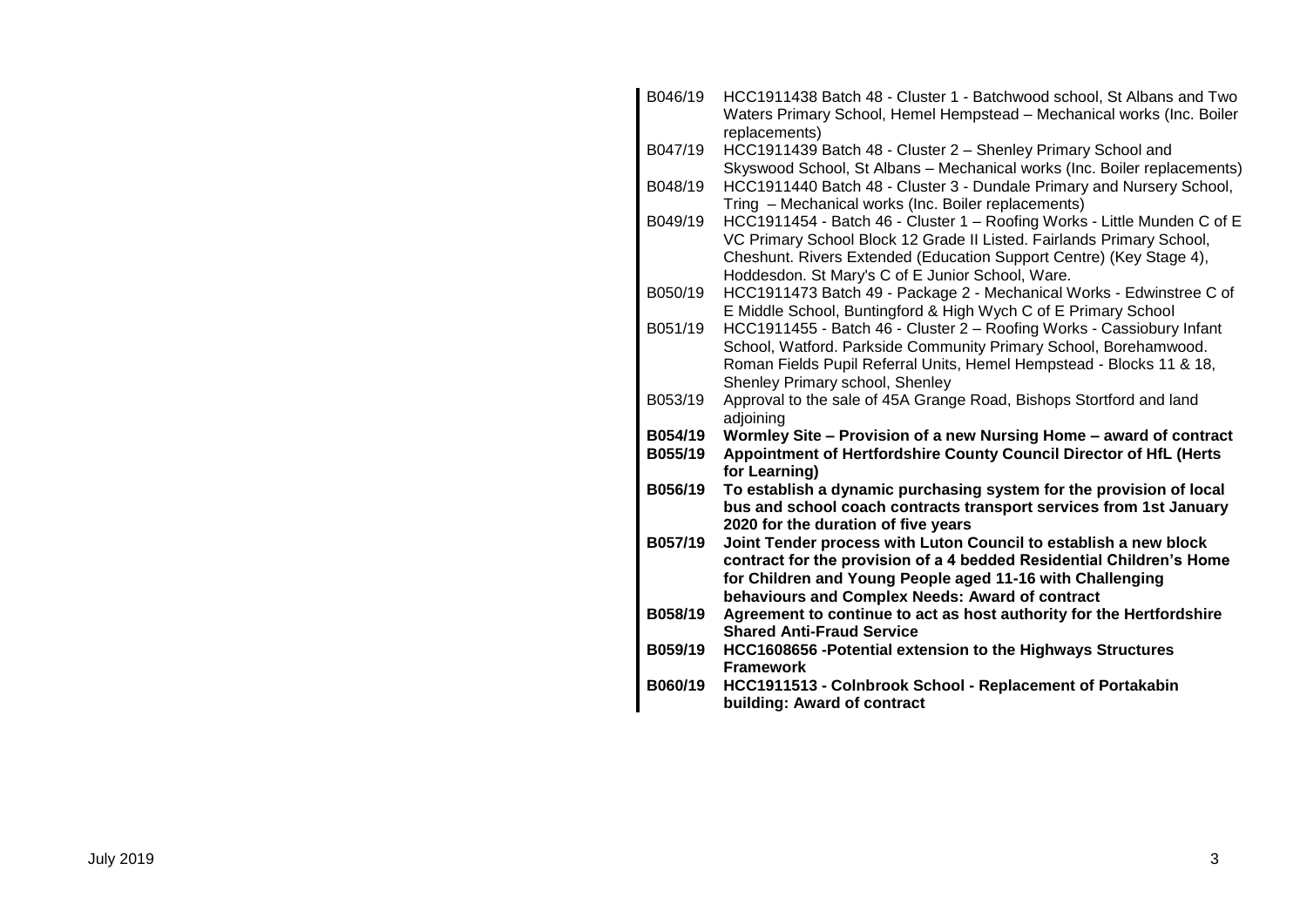| | |
|---|---|
| B046/19 | HCC1911438 Batch 48 - Cluster 1 - Batchwood school, St Albans and Two Waters Primary School, Hemel Hempstead – Mechanical works (Inc. Boiler replacements) |
| B047/19 | HCC1911439 Batch 48 - Cluster 2 – Shenley Primary School and Skyswood School, St Albans – Mechanical works (Inc. Boiler replacements) |
| B048/19 | HCC1911440 Batch 48 - Cluster 3 - Dundale Primary and Nursery School, Tring – Mechanical works (Inc. Boiler replacements) |
| B049/19 | HCC1911454 - Batch 46 - Cluster 1 – Roofing Works - Little Munden C of E VC Primary School Block 12 Grade II Listed. Fairlands Primary School, Cheshunt. Rivers Extended (Education Support Centre) (Key Stage 4), Hoddesdon. St Mary's C of E Junior School, Ware. |
| B050/19 | HCC1911473 Batch 49 - Package 2 - Mechanical Works - Edwinstree C of E Middle School, Buntingford & High Wych C of E Primary School |
| B051/19 | HCC1911455 - Batch 46 - Cluster 2 – Roofing Works - Cassiobury Infant School, Watford. Parkside Community Primary School, Borehamwood. Roman Fields Pupil Referral Units, Hemel Hempstead - Blocks 11 & 18, Shenley Primary school, Shenley |
| B053/19 | Approval to the sale of 45A Grange Road, Bishops Stortford and land adjoining |
| **B054/19** | **Wormley Site – Provision of a new Nursing Home – award of contract** |
| **B055/19** | **Appointment of Hertfordshire County Council Director of HfL (Herts for Learning)** |
| **B056/19** | **To establish a dynamic purchasing system for the provision of local bus and school coach contracts transport services from 1st January 2020 for the duration of five years** |
| **B057/19** | **Joint Tender process with Luton Council to establish a new block contract for the provision of a 4 bedded Residential Children's Home for Children and Young People aged 11-16 with Challenging behaviours and Complex Needs: Award of contract** |
| **B058/19** | **Agreement to continue to act as host authority for the Hertfordshire Shared Anti-Fraud Service** |
| **B059/19** | **HCC1608656 -Potential extension to the Highways Structures Framework** |
| **B060/19** | **HCC1911513 - Colnbrook School - Replacement of Portakabin building: Award of contract** |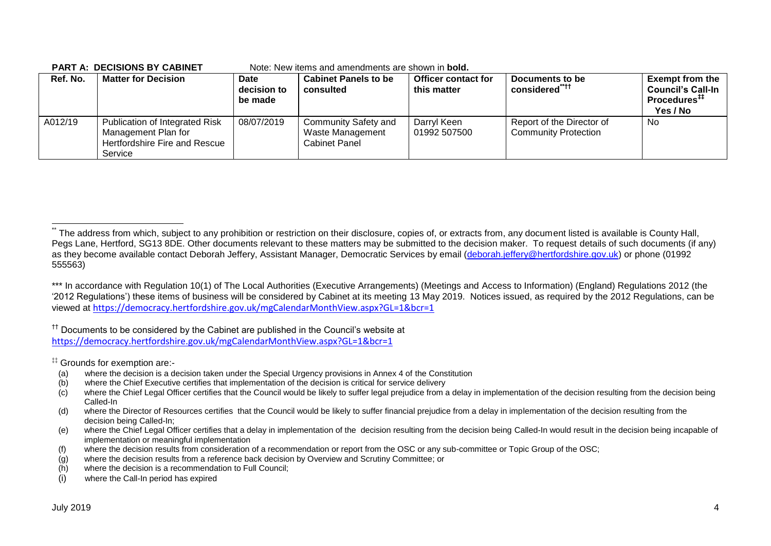**PART A: DECISIONS BY CABINET** Note: New items and amendments are shown in **bold.**

| Ref. No. | Matter for Decision | Date decision to be made | Cabinet Panels to be consulted | Officer contact for this matter | Documents to be considered[**††] | Exempt from the Council's Call-In Procedures[‡‡] Yes / No |
|---|---|---|---|---|---|---|
| A012/19 | Publication of Integrated Risk Management Plan for Hertfordshire Fire and Rescue Service | 08/07/2019 | Community Safety and Waste Management Cabinet Panel | Darryl Keen 01992 507500 | Report of the Director of Community Protection | No |

[**] The address from which, subject to any prohibition or restriction on their disclosure, copies of, or extracts from, any document listed is available is County Hall, Pegs Lane, Hertford, SG13 8DE. Other documents relevant to these matters may be submitted to the decision maker. To request details of such documents (if any) as they become available contact Deborah Jeffery, Assistant Manager, Democratic Services by email (deborah.jeffery@hertfordshire.gov.uk) or phone (01992 555563)

*** In accordance with Regulation 10(1) of The Local Authorities (Executive Arrangements) (Meetings and Access to Information) (England) Regulations 2012 (the '2012 Regulations') these items of business will be considered by Cabinet at its meeting 13 May 2019. Notices issued, as required by the 2012 Regulations, can be viewed at https://democracy.hertfordshire.gov.uk/mgCalendarMonthView.aspx?GL=1&bcr=1

[††] Documents to be considered by the Cabinet are published in the Council's website at https://democracy.hertfordshire.gov.uk/mgCalendarMonthView.aspx?GL=1&bcr=1

[‡‡] Grounds for exemption are:-

(a) where the decision is a decision taken under the Special Urgency provisions in Annex 4 of the Constitution
(b) where the Chief Executive certifies that implementation of the decision is critical for service delivery
(c) where the Chief Legal Officer certifies that the Council would be likely to suffer legal prejudice from a delay in implementation of the decision resulting from the decision being Called-In
(d) where the Director of Resources certifies that the Council would be likely to suffer financial prejudice from a delay in implementation of the decision resulting from the decision being Called-In;
(e) where the Chief Legal Officer certifies that a delay in implementation of the decision resulting from the decision being Called-In would result in the decision being incapable of implementation or meaningful implementation
(f) where the decision results from consideration of a recommendation or report from the OSC or any sub-committee or Topic Group of the OSC;
(g) where the decision results from a reference back decision by Overview and Scrutiny Committee; or
(h) where the decision is a recommendation to Full Council;
(i) where the Call-In period has expired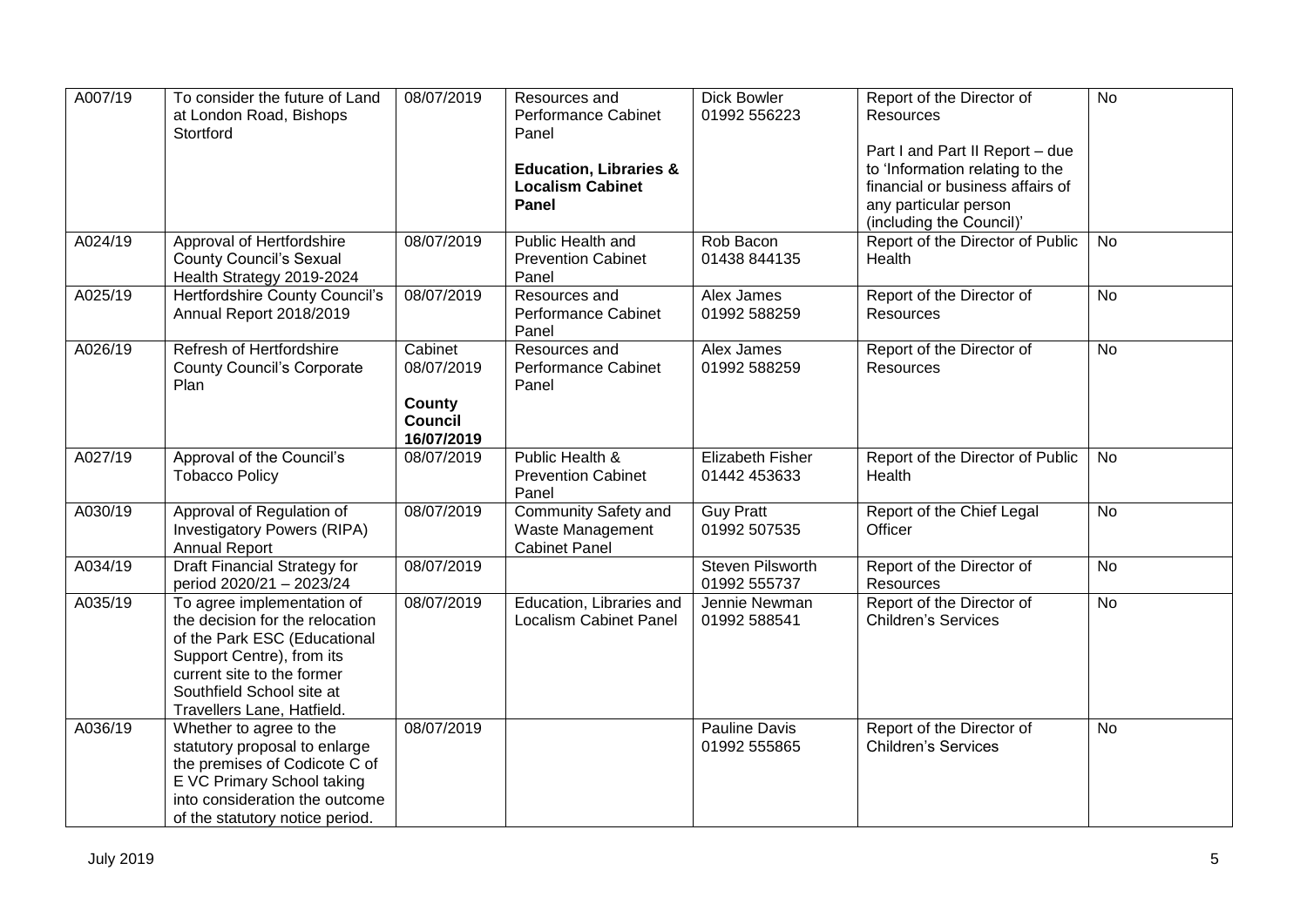| | | | | | | |
|---|---|---|---|---|---|---|
| A007/19 | To consider the future of Land at London Road, Bishops Stortford | 08/07/2019 | Resources and Performance Cabinet Panel<br><br>**Education, Libraries & Localism Cabinet Panel** | Dick Bowler 01992 556223 | Report of the Director of Resources<br><br>Part I and Part II Report – due to 'Information relating to the financial or business affairs of any particular person (including the Council)' | No |
| A024/19 | Approval of Hertfordshire County Council's Sexual Health Strategy 2019-2024 | 08/07/2019 | Public Health and Prevention Cabinet Panel | Rob Bacon 01438 844135 | Report of the Director of Public Health | No |
| A025/19 | Hertfordshire County Council's Annual Report 2018/2019 | 08/07/2019 | Resources and Performance Cabinet Panel | Alex James 01992 588259 | Report of the Director of Resources | No |
| A026/19 | Refresh of Hertfordshire County Council's Corporate Plan | Cabinet 08/07/2019<br><br>**County Council 16/07/2019** | Resources and Performance Cabinet Panel | Alex James 01992 588259 | Report of the Director of Resources | No |
| A027/19 | Approval of the Council's Tobacco Policy | 08/07/2019 | Public Health & Prevention Cabinet Panel | Elizabeth Fisher 01442 453633 | Report of the Director of Public Health | No |
| A030/19 | Approval of Regulation of Investigatory Powers (RIPA) Annual Report | 08/07/2019 | Community Safety and Waste Management Cabinet Panel | Guy Pratt 01992 507535 | Report of the Chief Legal Officer | No |
| A034/19 | Draft Financial Strategy for period 2020/21 – 2023/24 | 08/07/2019 | | Steven Pilsworth 01992 555737 | Report of the Director of Resources | No |
| A035/19 | To agree implementation of the decision for the relocation of the Park ESC (Educational Support Centre), from its current site to the former Southfield School site at Travellers Lane, Hatfield. | 08/07/2019 | Education, Libraries and Localism Cabinet Panel | Jennie Newman 01992 588541 | Report of the Director of Children's Services | No |
| A036/19 | Whether to agree to the statutory proposal to enlarge the premises of Codicote C of E VC Primary School taking into consideration the outcome of the statutory notice period. | 08/07/2019 | | Pauline Davis 01992 555865 | Report of the Director of Children's Services | No |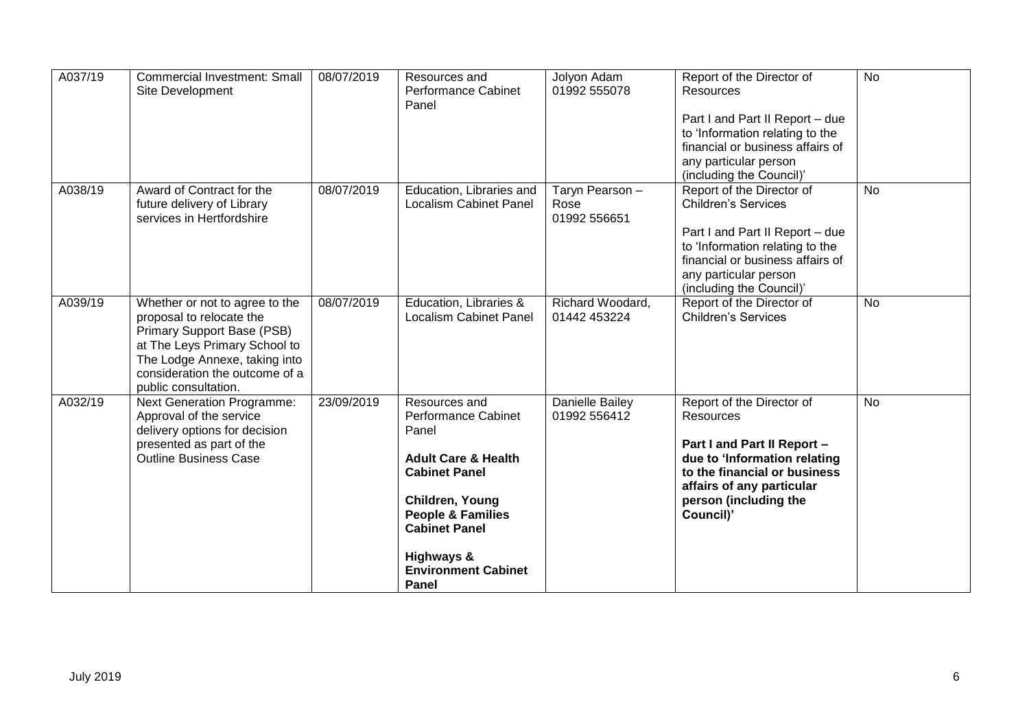| A037/19 | Commercial Investment: Small Site Development | 08/07/2019 | Resources and Performance Cabinet Panel | Jolyon Adam 01992 555078 | Report of the Director of Resources<br><br>Part I and Part II Report – due to 'Information relating to the financial or business affairs of any particular person (including the Council)' | No |
|---|---|---|---|---|---|---|
| A038/19 | Award of Contract for the future delivery of Library services in Hertfordshire | 08/07/2019 | Education, Libraries and Localism Cabinet Panel | Taryn Pearson – Rose 01992 556651 | Report of the Director of Children's Services<br><br>Part I and Part II Report – due to 'Information relating to the financial or business affairs of any particular person (including the Council)' | No |
| A039/19 | Whether or not to agree to the proposal to relocate the Primary Support Base (PSB) at The Leys Primary School to The Lodge Annexe, taking into consideration the outcome of a public consultation. | 08/07/2019 | Education, Libraries & Localism Cabinet Panel | Richard Woodard, 01442 453224 | Report of the Director of Children's Services | No |
| A032/19 | Next Generation Programme: Approval of the service delivery options for decision presented as part of the Outline Business Case | 23/09/2019 | Resources and Performance Cabinet Panel<br><br>**Adult Care & Health Cabinet Panel**<br><br>**Children, Young People & Families Cabinet Panel**<br><br>**Highways & Environment Cabinet Panel** | Danielle Bailey 01992 556412 | Report of the Director of Resources<br><br>**Part I and Part II Report – due to 'Information relating to the financial or business affairs of any particular person (including the Council)'** | No |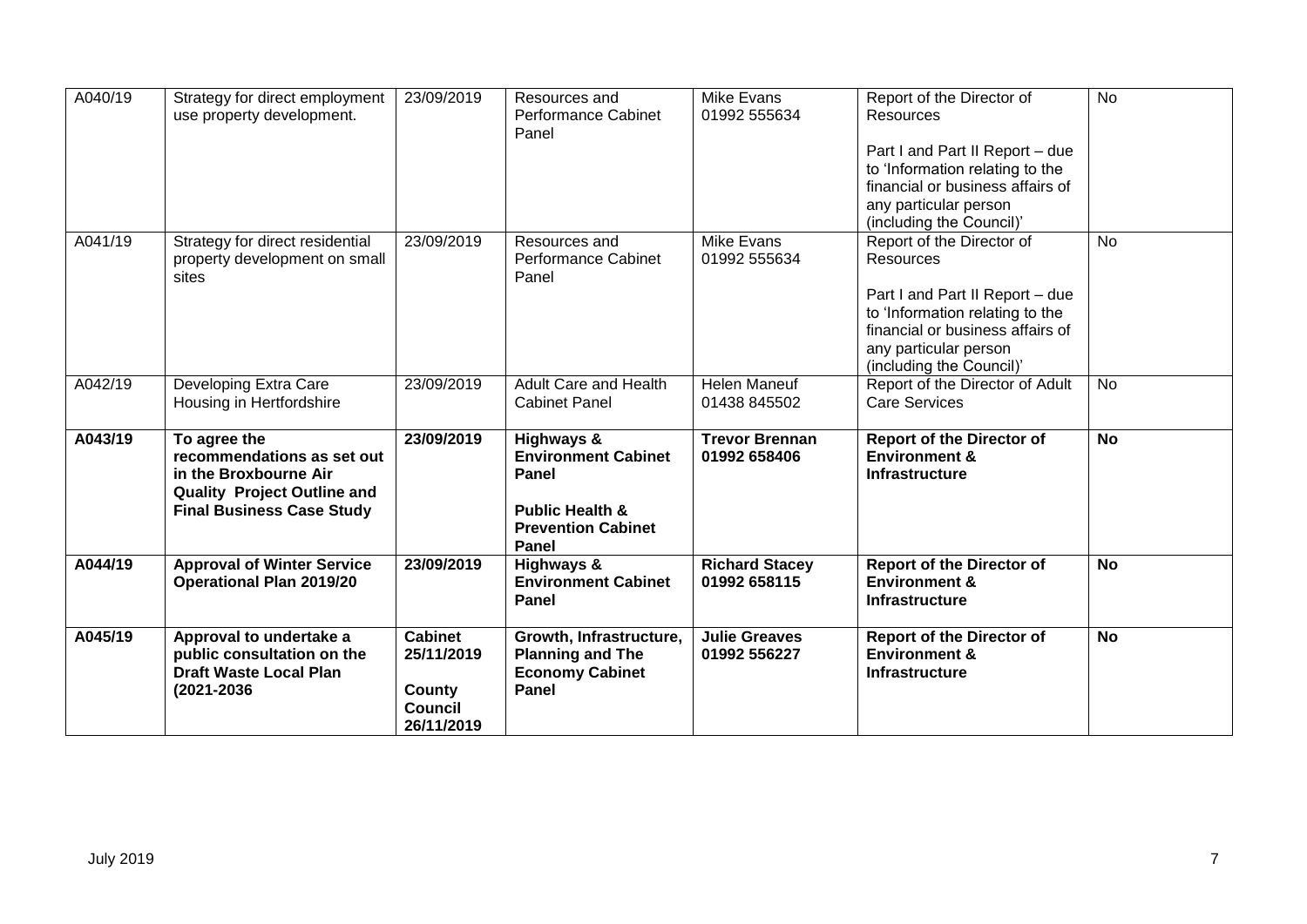| A040/19 | Strategy for direct employment use property development. | 23/09/2019 | Resources and Performance Cabinet Panel | Mike Evans 01992 555634 | Report of the Director of Resources<br><br>Part I and Part II Report – due to 'Information relating to the financial or business affairs of any particular person (including the Council)' | No |
|---|---|---|---|---|---|---|
| A041/19 | Strategy for direct residential property development on small sites | 23/09/2019 | Resources and Performance Cabinet Panel | Mike Evans 01992 555634 | Report of the Director of Resources<br><br>Part I and Part II Report – due to 'Information relating to the financial or business affairs of any particular person (including the Council)' | No |
| A042/19 | Developing Extra Care Housing in Hertfordshire | 23/09/2019 | Adult Care and Health Cabinet Panel | Helen Maneuf 01438 845502 | Report of the Director of Adult Care Services | No |
| **A043/19** | **To agree the recommendations as set out in the Broxbourne Air Quality Project Outline and Final Business Case Study** | **23/09/2019** | **Highways & Environment Cabinet Panel**<br><br>**Public Health & Prevention Cabinet Panel** | **Trevor Brennan 01992 658406** | **Report of the Director of Environment & Infrastructure** | **No** |
| **A044/19** | **Approval of Winter Service Operational Plan 2019/20** | **23/09/2019** | **Highways & Environment Cabinet Panel** | **Richard Stacey 01992 658115** | **Report of the Director of Environment & Infrastructure** | **No** |
| **A045/19** | **Approval to undertake a public consultation on the Draft Waste Local Plan (2021-2036** | **Cabinet 25/11/2019**<br><br>**County Council 26/11/2019** | **Growth, Infrastructure, Planning and The Economy Cabinet Panel** | **Julie Greaves 01992 556227** | **Report of the Director of Environment & Infrastructure** | **No** |

July 2019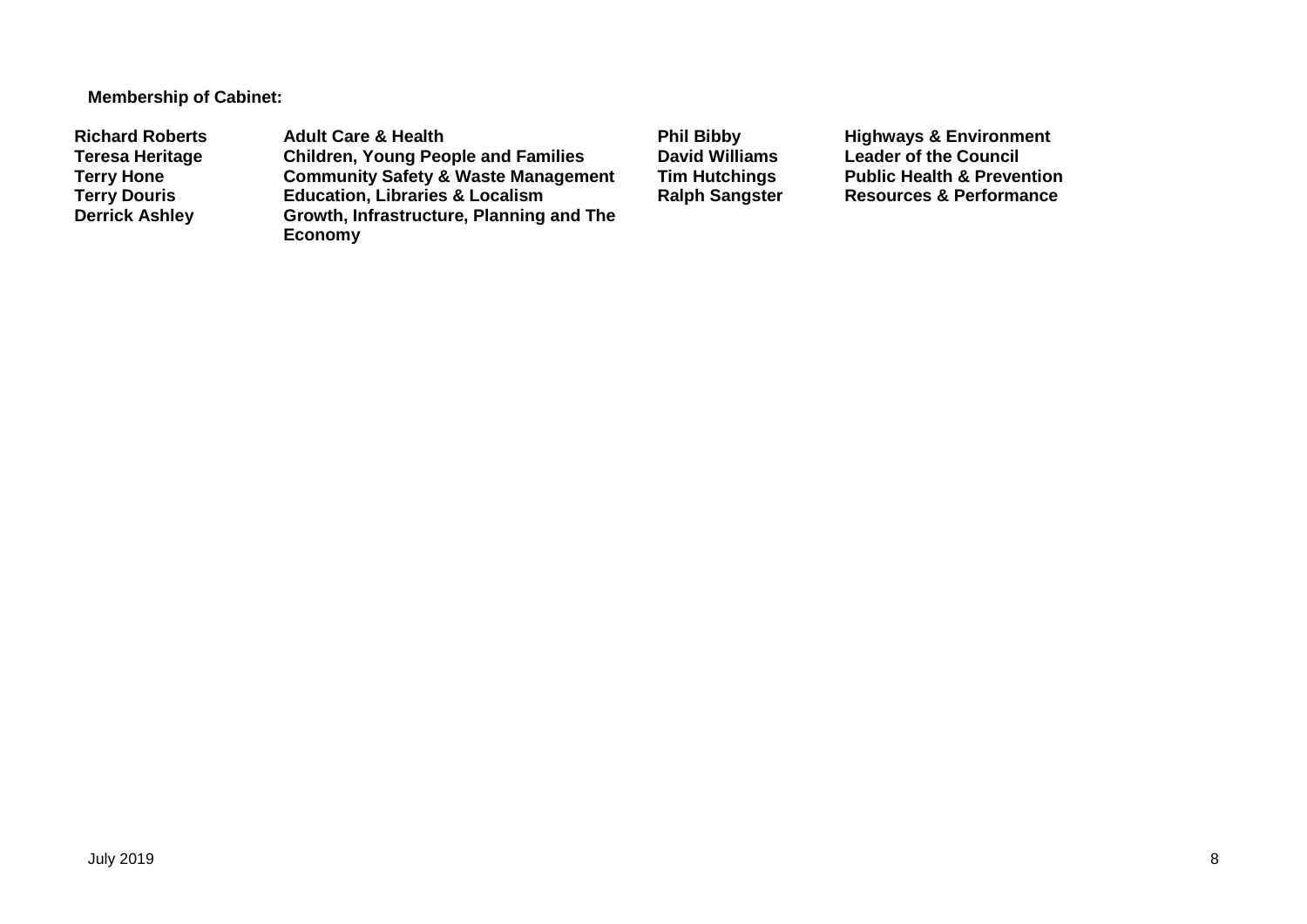**Membership of Cabinet:**

| | | | |
|---|---|---|---|
| **Richard Roberts** | **Adult Care & Health** | **Phil Bibby** | **Highways & Environment** |
| **Teresa Heritage** | **Children, Young People and Families** | **David Williams** | **Leader of the Council** |
| **Terry Hone** | **Community Safety & Waste Management** | **Tim Hutchings** | **Public Health & Prevention** |
| **Terry Douris** | **Education, Libraries & Localism** | **Ralph Sangster** | **Resources & Performance** |
| **Derrick Ashley** | **Growth, Infrastructure, Planning and The Economy** | | |

July 2019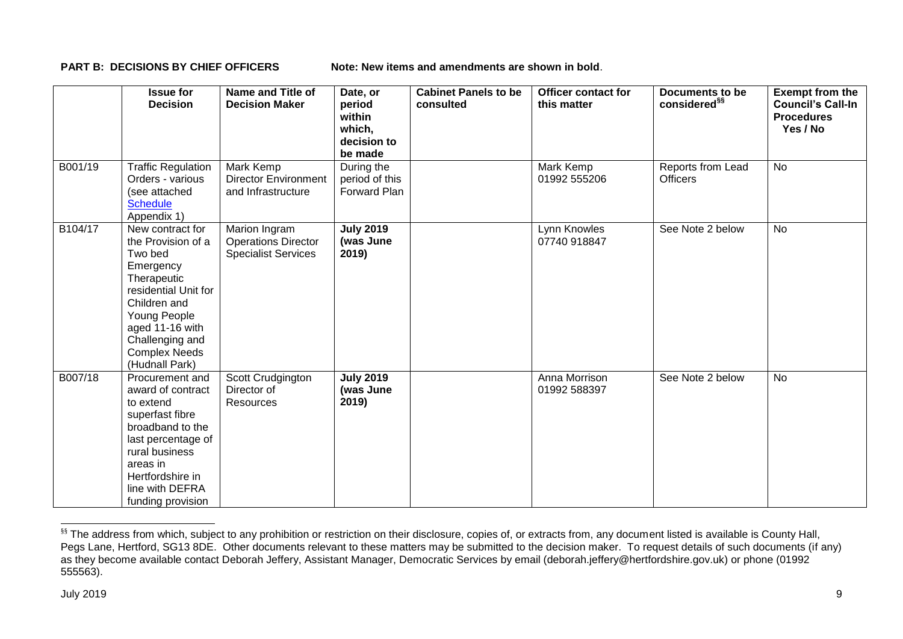**PART B: DECISIONS BY CHIEF OFFICERS** Note: New items and amendments are shown in **bold**.

| | Issue for Decision | Name and Title of Decision Maker | Date, or period within which, decision to be made | Cabinet Panels to be consulted | Officer contact for this matter | Documents to be considered[§§] | Exempt from the Council's Call-In Procedures Yes / No |
|---|---|---|---|---|---|---|---|
| B001/19 | Traffic Regulation Orders - various (see attached Schedule Appendix 1) | Mark Kemp Director Environment and Infrastructure | During the period of this Forward Plan | | Mark Kemp 01992 555206 | Reports from Lead Officers | No |
| B104/17 | New contract for the Provision of a Two bed Emergency Therapeutic residential Unit for Children and Young People aged 11-16 with Challenging and Complex Needs (Hudnall Park) | Marion Ingram Operations Director Specialist Services | **July 2019 (was June 2019)** | | Lynn Knowles 07740 918847 | See Note 2 below | No |
| B007/18 | Procurement and award of contract to extend superfast fibre broadband to the last percentage of rural business areas in Hertfordshire in line with DEFRA funding provision | Scott Crudgington Director of Resources | **July 2019 (was June 2019)** | | Anna Morrison 01992 588397 | See Note 2 below | No |

[§§] The address from which, subject to any prohibition or restriction on their disclosure, copies of, or extracts from, any document listed is available is County Hall, Pegs Lane, Hertford, SG13 8DE. Other documents relevant to these matters may be submitted to the decision maker. To request details of such documents (if any) as they become available contact Deborah Jeffery, Assistant Manager, Democratic Services by email (deborah.jeffery@hertfordshire.gov.uk) or phone (01992 555563).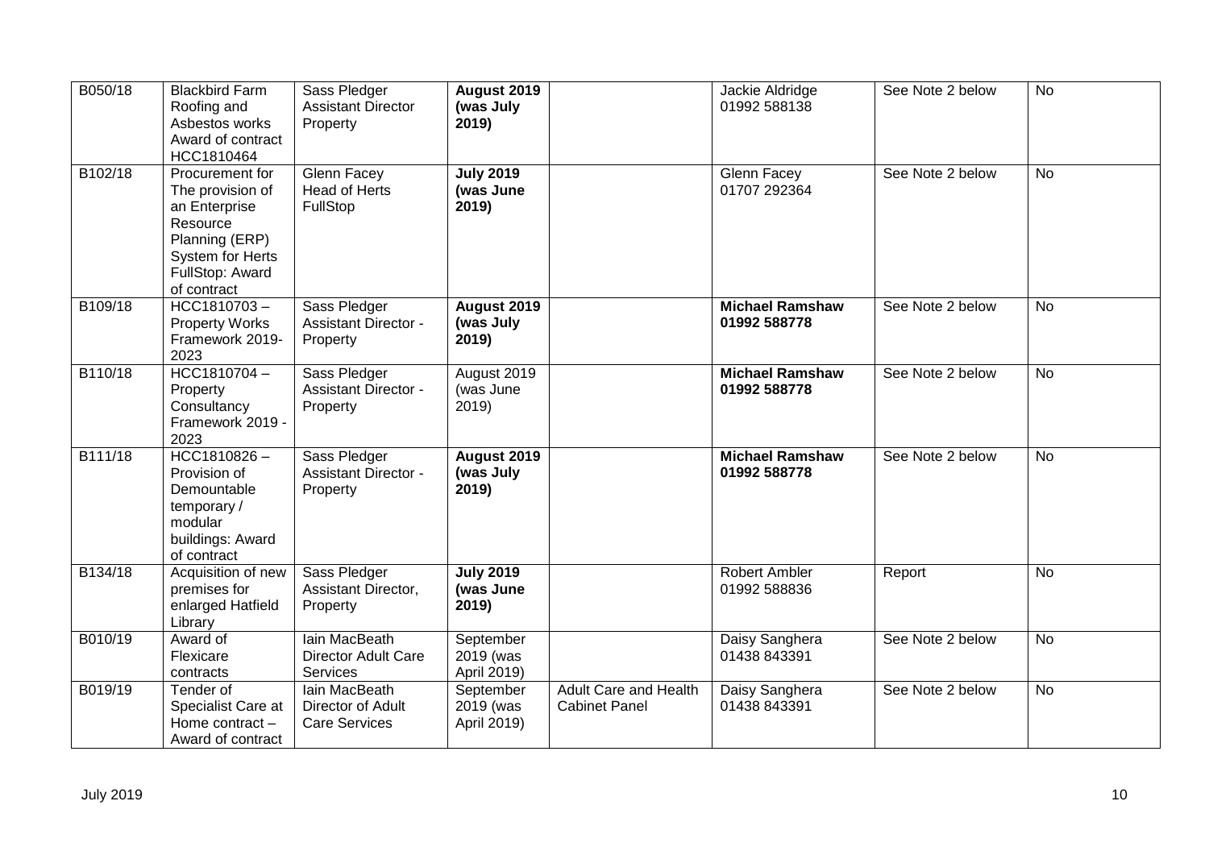| B050/18 | Blackbird Farm Roofing and Asbestos works Award of contract HCC1810464 | Sass Pledger Assistant Director Property | **August 2019 (was July 2019)** | | Jackie Aldridge 01992 588138 | See Note 2 below | No |
|---|---|---|---|---|---|---|---|
| B102/18 | Procurement for The provision of an Enterprise Resource Planning (ERP) System for Herts FullStop: Award of contract | Glenn Facey Head of Herts FullStop | **July 2019 (was June 2019)** | | Glenn Facey 01707 292364 | See Note 2 below | No |
| B109/18 | HCC1810703 – Property Works Framework 2019-2023 | Sass Pledger Assistant Director - Property | **August 2019 (was July 2019)** | | **Michael Ramshaw 01992 588778** | See Note 2 below | No |
| B110/18 | HCC1810704 – Property Consultancy Framework 2019 - 2023 | Sass Pledger Assistant Director - Property | August 2019 (was June 2019) | | **Michael Ramshaw 01992 588778** | See Note 2 below | No |
| B111/18 | HCC1810826 – Provision of Demountable temporary / modular buildings: Award of contract | Sass Pledger Assistant Director - Property | **August 2019 (was July 2019)** | | **Michael Ramshaw 01992 588778** | See Note 2 below | No |
| B134/18 | Acquisition of new premises for enlarged Hatfield Library | Sass Pledger Assistant Director, Property | **July 2019 (was June 2019)** | | Robert Ambler 01992 588836 | Report | No |
| B010/19 | Award of Flexicare contracts | Iain MacBeath Director Adult Care Services | September 2019 (was April 2019) | | Daisy Sanghera 01438 843391 | See Note 2 below | No |
| B019/19 | Tender of Specialist Care at Home contract – Award of contract | Iain MacBeath Director of Adult Care Services | September 2019 (was April 2019) | Adult Care and Health Cabinet Panel | Daisy Sanghera 01438 843391 | See Note 2 below | No |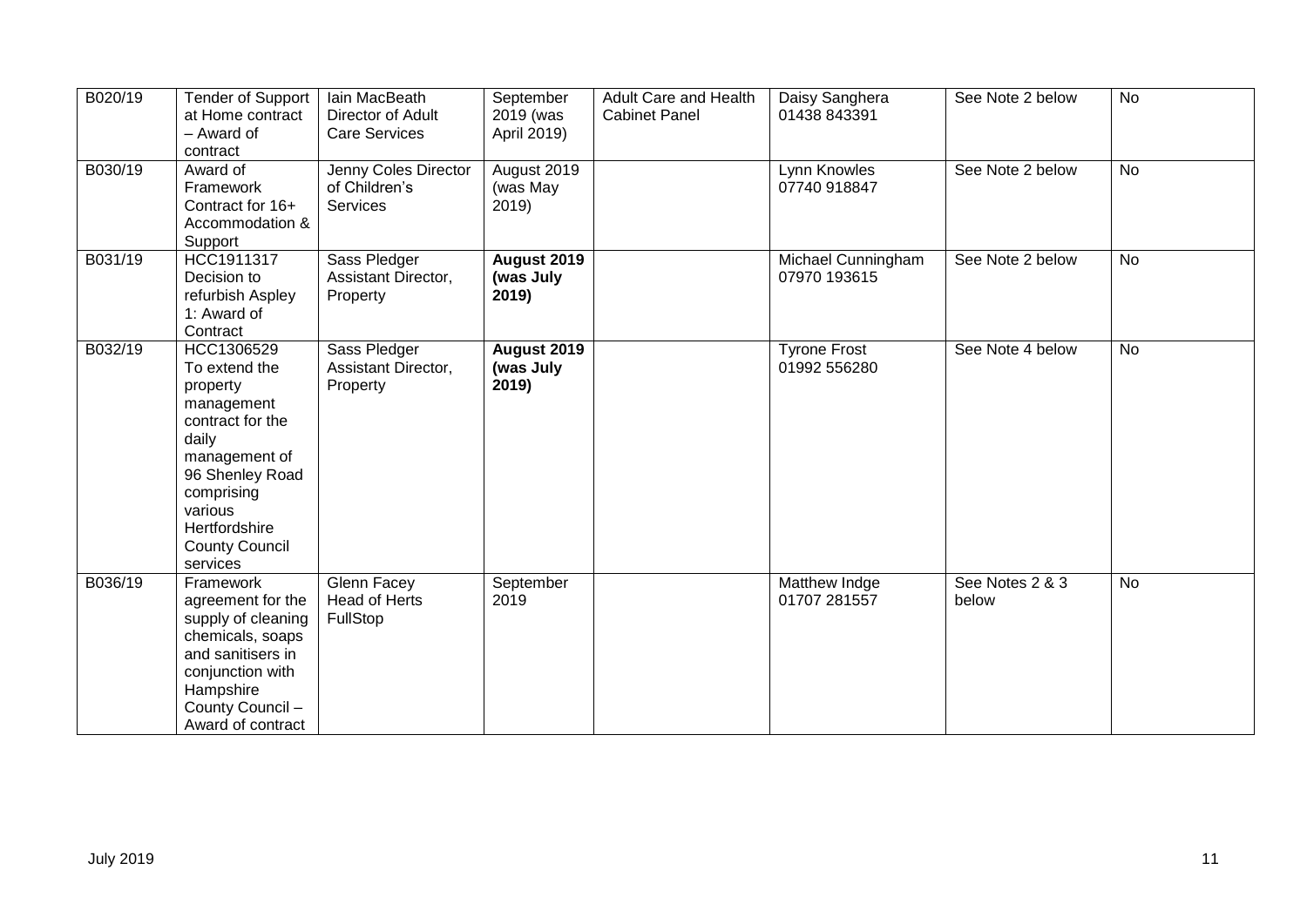| B020/19 | Tender of Support at Home contract – Award of contract | Iain MacBeath Director of Adult Care Services | September 2019 (was April 2019) | Adult Care and Health Cabinet Panel | Daisy Sanghera 01438 843391 | See Note 2 below | No |
|---|---|---|---|---|---|---|---|
| B030/19 | Award of Framework Contract for 16+ Accommodation & Support | Jenny Coles Director of Children's Services | August 2019 (was May 2019) | | Lynn Knowles 07740 918847 | See Note 2 below | No |
| B031/19 | HCC1911317 Decision to refurbish Aspley 1: Award of Contract | Sass Pledger Assistant Director, Property | **August 2019 (was July 2019)** | | Michael Cunningham 07970 193615 | See Note 2 below | No |
| B032/19 | HCC1306529 To extend the property management contract for the daily management of 96 Shenley Road comprising various Hertfordshire County Council services | Sass Pledger Assistant Director, Property | **August 2019 (was July 2019)** | | Tyrone Frost 01992 556280 | See Note 4 below | No |
| B036/19 | Framework agreement for the supply of cleaning chemicals, soaps and sanitisers in conjunction with Hampshire County Council – Award of contract | Glenn Facey Head of Herts FullStop | September 2019 | | Matthew Indge 01707 281557 | See Notes 2 & 3 below | No |

July 2019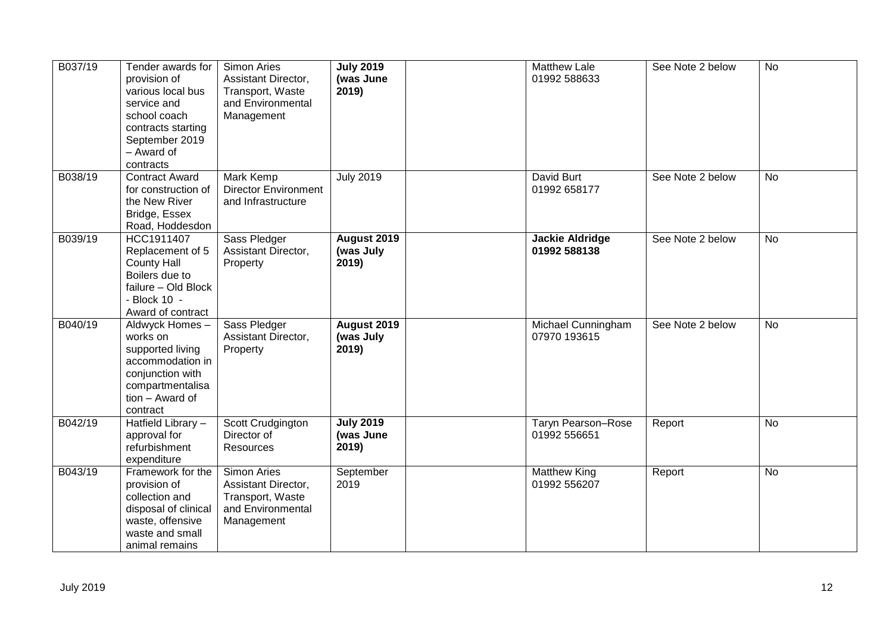| | | | | | | | |
|---|---|---|---|---|---|---|---|
| B037/19 | Tender awards for provision of various local bus service and school coach contracts starting September 2019 – Award of contracts | Simon Aries Assistant Director, Transport, Waste and Environmental Management | **July 2019 (was June 2019)** | | Matthew Lale 01992 588633 | See Note 2 below | No |
| B038/19 | Contract Award for construction of the New River Bridge, Essex Road, Hoddesdon | Mark Kemp Director Environment and Infrastructure | July 2019 | | David Burt 01992 658177 | See Note 2 below | No |
| B039/19 | HCC1911407 Replacement of 5 County Hall Boilers due to failure – Old Block - Block 10 - Award of contract | Sass Pledger Assistant Director, Property | **August 2019 (was July 2019)** | | **Jackie Aldridge 01992 588138** | See Note 2 below | No |
| B040/19 | Aldwyck Homes – works on supported living accommodation in conjunction with compartmentalisation – Award of contract | Sass Pledger Assistant Director, Property | **August 2019 (was July 2019)** | | Michael Cunningham 07970 193615 | See Note 2 below | No |
| B042/19 | Hatfield Library – approval for refurbishment expenditure | Scott Crudgington Director of Resources | **July 2019 (was June 2019)** | | Taryn Pearson–Rose 01992 556651 | Report | No |
| B043/19 | Framework for the provision of collection and disposal of clinical waste, offensive waste and small animal remains | Simon Aries Assistant Director, Transport, Waste and Environmental Management | September 2019 | | Matthew King 01992 556207 | Report | No |

July 2019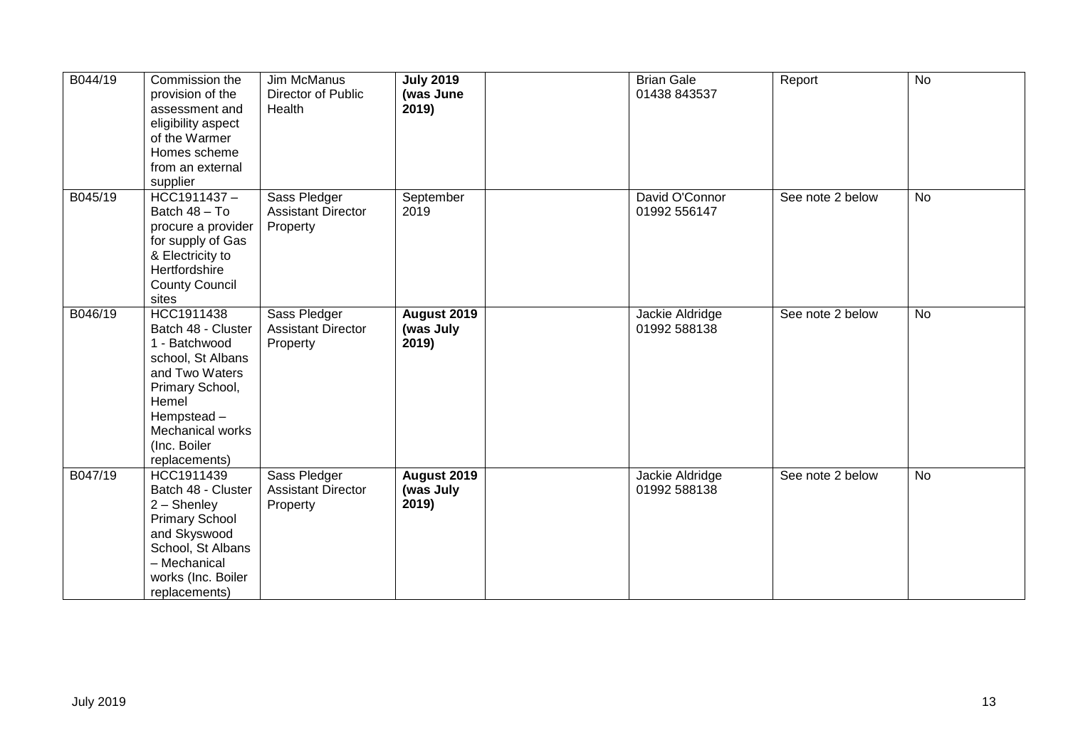| | | | | | | | |
|---|---|---|---|---|---|---|---|
| B044/19 | Commission the provision of the assessment and eligibility aspect of the Warmer Homes scheme from an external supplier | Jim McManus Director of Public Health | **July 2019 (was June 2019)** | | Brian Gale 01438 843537 | Report | No |
| B045/19 | HCC1911437 – Batch 48 – To procure a provider for supply of Gas & Electricity to Hertfordshire County Council sites | Sass Pledger Assistant Director Property | September 2019 | | David O'Connor 01992 556147 | See note 2 below | No |
| B046/19 | HCC1911438 Batch 48 - Cluster 1 - Batchwood school, St Albans and Two Waters Primary School, Hemel Hempstead – Mechanical works (Inc. Boiler replacements) | Sass Pledger Assistant Director Property | **August 2019 (was July 2019)** | | Jackie Aldridge 01992 588138 | See note 2 below | No |
| B047/19 | HCC1911439 Batch 48 - Cluster 2 – Shenley Primary School and Skyswood School, St Albans – Mechanical works (Inc. Boiler replacements) | Sass Pledger Assistant Director Property | **August 2019 (was July 2019)** | | Jackie Aldridge 01992 588138 | See note 2 below | No |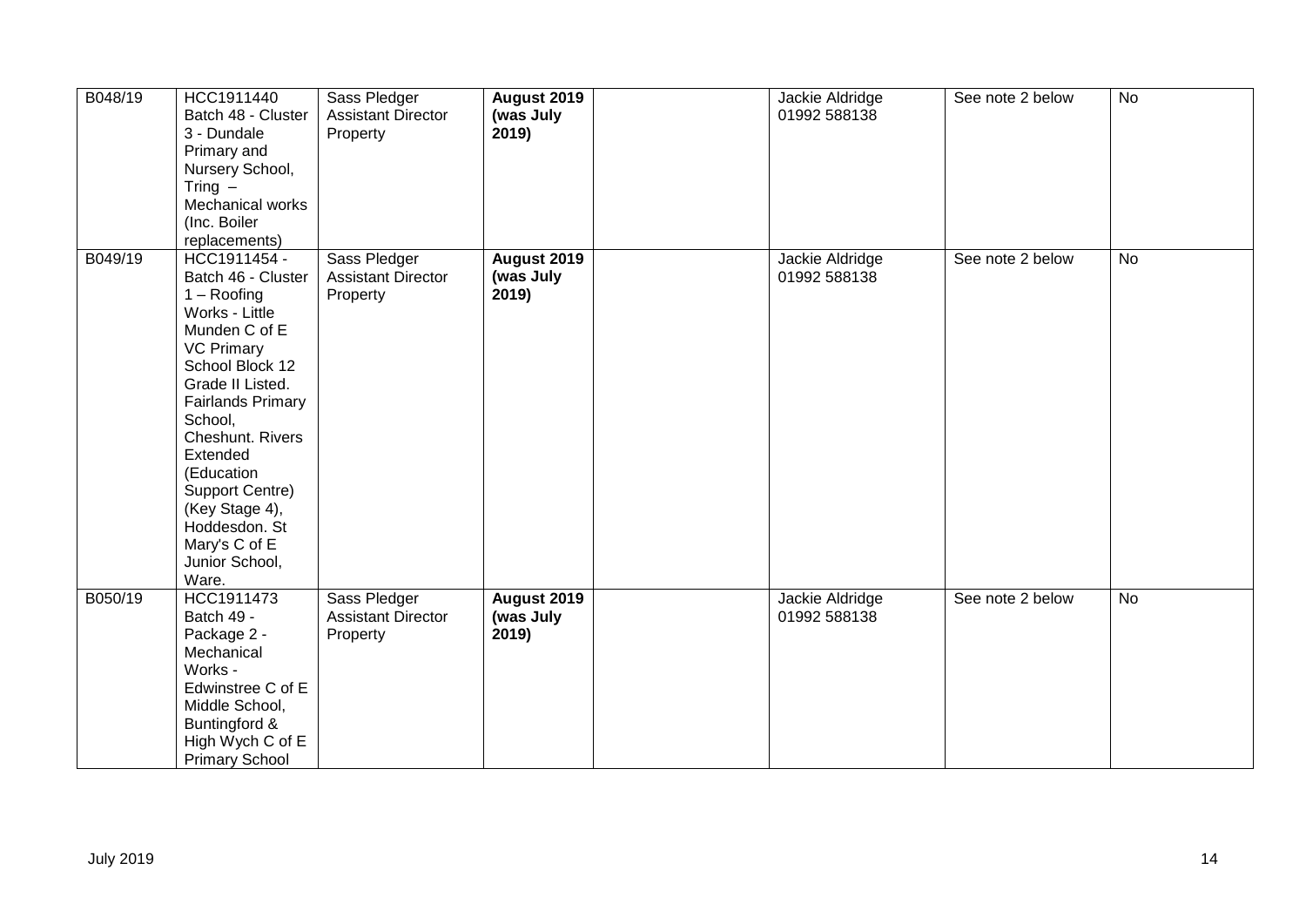| | | | | | | | |
|---|---|---|---|---|---|---|---|
| B048/19 | HCC1911440 Batch 48 - Cluster 3 - Dundale Primary and Nursery School, Tring – Mechanical works (Inc. Boiler replacements) | Sass Pledger Assistant Director Property | **August 2019 (was July 2019)** | | Jackie Aldridge 01992 588138 | See note 2 below | No |
| B049/19 | HCC1911454 - Batch 46 - Cluster 1 – Roofing Works - Little Munden C of E VC Primary School Block 12 Grade II Listed. Fairlands Primary School, Cheshunt. Rivers Extended (Education Support Centre) (Key Stage 4), Hoddesdon. St Mary's C of E Junior School, Ware. | Sass Pledger Assistant Director Property | **August 2019 (was July 2019)** | | Jackie Aldridge 01992 588138 | See note 2 below | No |
| B050/19 | HCC1911473 Batch 49 - Package 2 - Mechanical Works - Edwinstree C of E Middle School, Buntingford & High Wych C of E Primary School | Sass Pledger Assistant Director Property | **August 2019 (was July 2019)** | | Jackie Aldridge 01992 588138 | See note 2 below | No |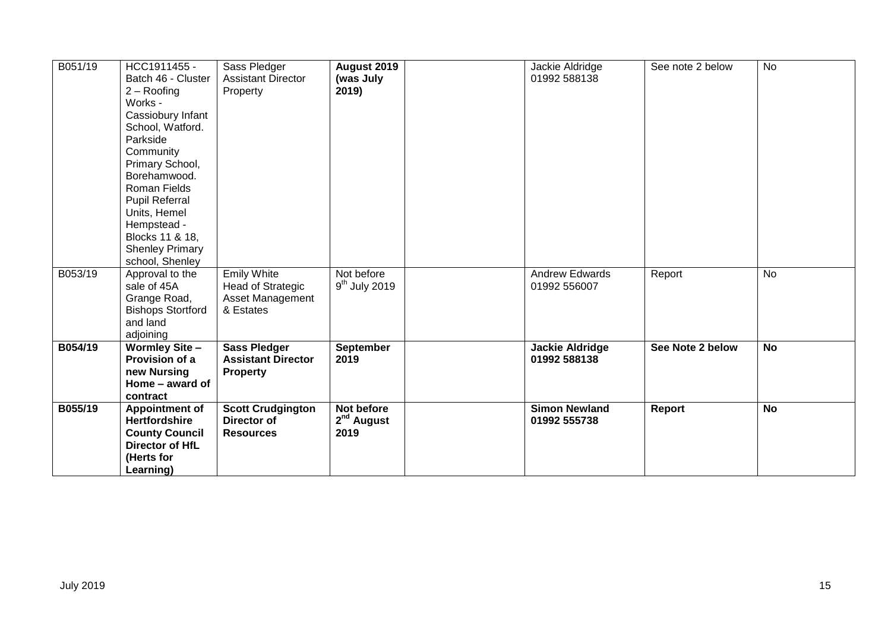| | | | | | | | |
|---|---|---|---|---|---|---|---|
| B051/19 | HCC1911455 - Batch 46 - Cluster 2 – Roofing Works - Cassiobury Infant School, Watford. Parkside Community Primary School, Borehamwood. Roman Fields Pupil Referral Units, Hemel Hempstead - Blocks 11 & 18, Shenley Primary school, Shenley | Sass Pledger Assistant Director Property | **August 2019 (was July 2019)** | | Jackie Aldridge 01992 588138 | See note 2 below | No |
| B053/19 | Approval to the sale of 45A Grange Road, Bishops Stortford and land adjoining | Emily White Head of Strategic Asset Management & Estates | Not before 9th July 2019 | | Andrew Edwards 01992 556007 | Report | No |
| **B054/19** | **Wormley Site – Provision of a new Nursing Home – award of contract** | **Sass Pledger Assistant Director Property** | **September 2019** | | **Jackie Aldridge 01992 588138** | **See Note 2 below** | **No** |
| **B055/19** | **Appointment of Hertfordshire County Council Director of HfL (Herts for Learning)** | **Scott Crudgington Director of Resources** | **Not before 2nd August 2019** | | **Simon Newland 01992 555738** | **Report** | **No** |

July 2019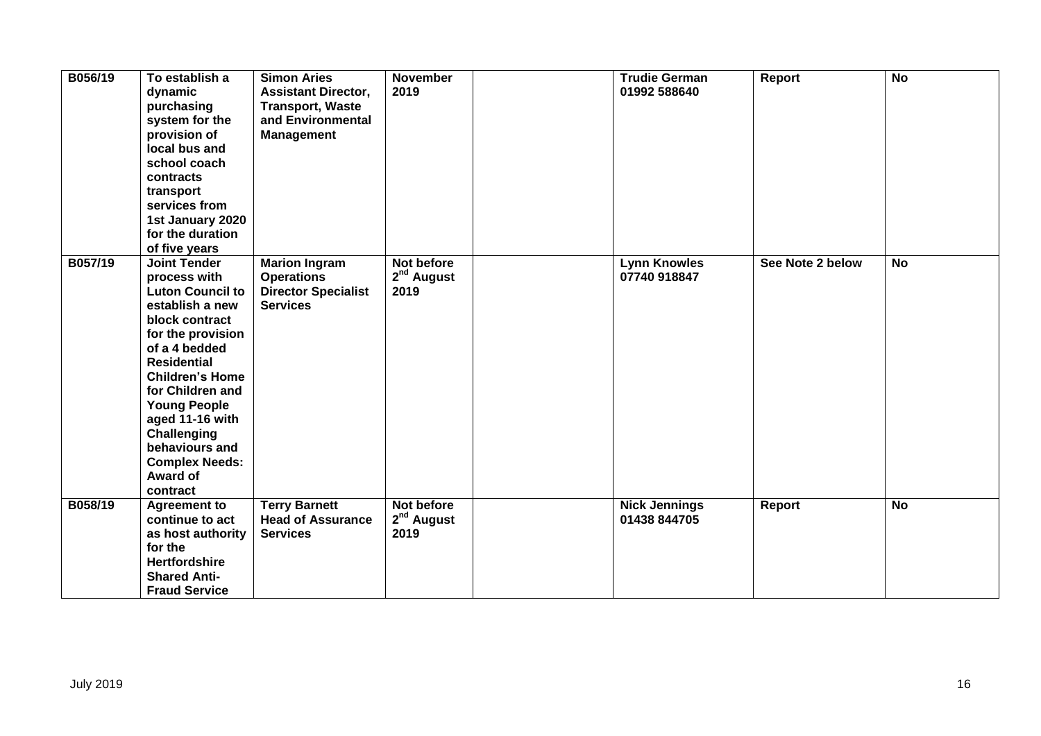| | | | | | | | |
|---|---|---|---|---|---|---|---|
| **B056/19** | **To establish a dynamic purchasing system for the provision of local bus and school coach contracts transport services from 1st January 2020 for the duration of five years** | **Simon Aries Assistant Director, Transport, Waste and Environmental Management** | **November 2019** | | **Trudie German 01992 588640** | **Report** | **No** |
| **B057/19** | **Joint Tender process with Luton Council to establish a new block contract for the provision of a 4 bedded Residential Children's Home for Children and Young People aged 11-16 with Challenging behaviours and Complex Needs: Award of contract** | **Marion Ingram Operations Director Specialist Services** | **Not before 2nd August 2019** | | **Lynn Knowles 07740 918847** | **See Note 2 below** | **No** |
| **B058/19** | **Agreement to continue to act as host authority for the Hertfordshire Shared Anti-Fraud Service** | **Terry Barnett Head of Assurance Services** | **Not before 2nd August 2019** | | **Nick Jennings 01438 844705** | **Report** | **No** |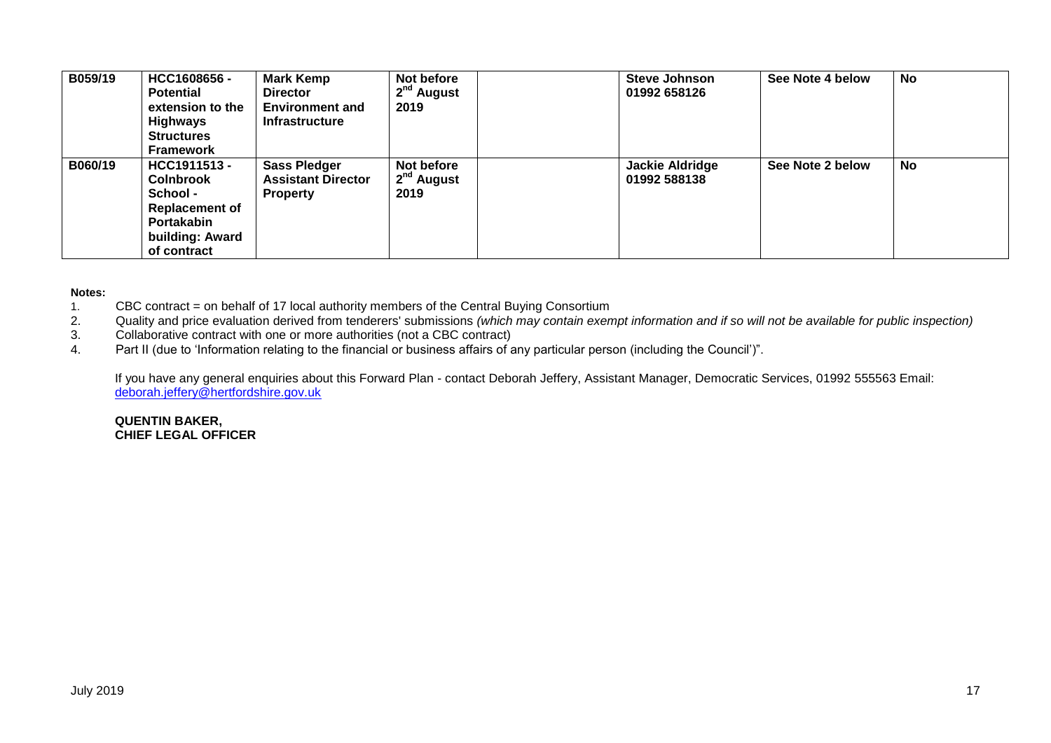| B059/19 | HCC1608656 - Potential extension to the Highways Structures Framework | Mark Kemp Director Environment and Infrastructure | Not before 2nd August 2019 | | Steve Johnson 01992 658126 | See Note 4 below | No |
|---|---|---|---|---|---|---|---|
| B060/19 | HCC1911513 - Colnbrook School - Replacement of Portakabin building: Award of contract | Sass Pledger Assistant Director Property | Not before 2nd August 2019 | | Jackie Aldridge 01992 588138 | See Note 2 below | No |

**Notes:**

1. CBC contract = on behalf of 17 local authority members of the Central Buying Consortium
2. Quality and price evaluation derived from tenderers' submissions *(which may contain exempt information and if so will not be available for public inspection)*
3. Collaborative contract with one or more authorities (not a CBC contract)
4. Part II (due to 'Information relating to the financial or business affairs of any particular person (including the Council')".

If you have any general enquiries about this Forward Plan - contact Deborah Jeffery, Assistant Manager, Democratic Services, 01992 555563 Email: deborah.jeffery@hertfordshire.gov.uk

**QUENTIN BAKER,**
**CHIEF LEGAL OFFICER**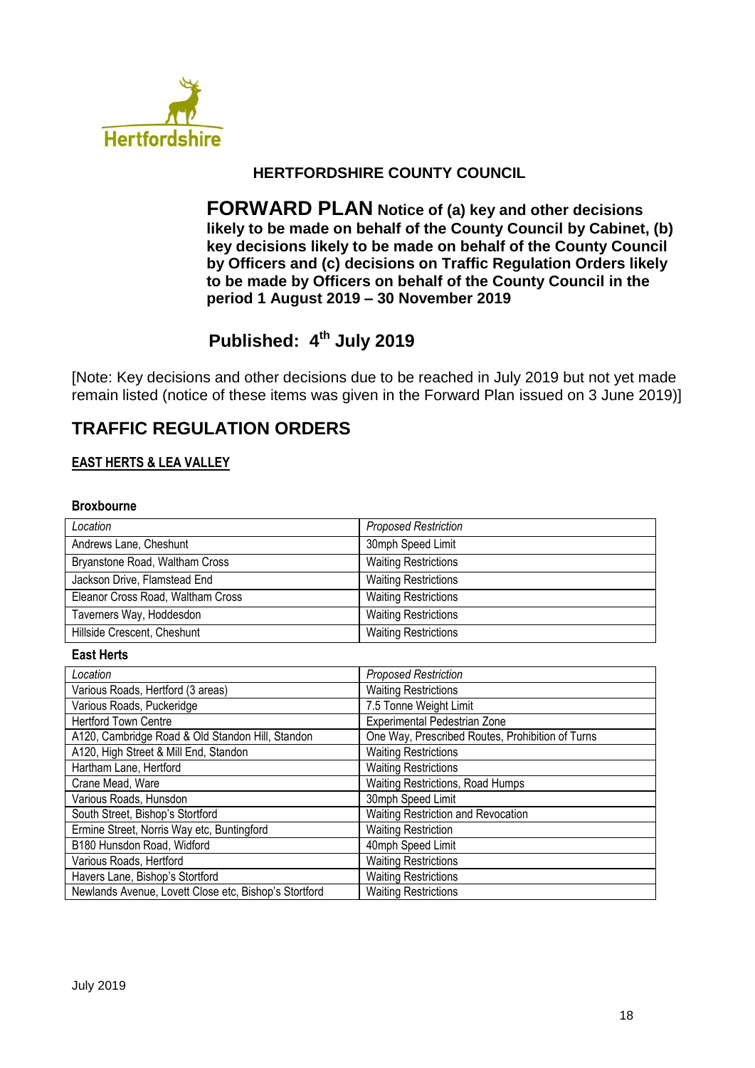Hertfordshire

## HERTFORDSHIRE COUNTY COUNCIL

**FORWARD PLAN Notice of (a) key and other decisions likely to be made on behalf of the County Council by Cabinet, (b) key decisions likely to be made on behalf of the County Council by Officers and (c) decisions on Traffic Regulation Orders likely to be made by Officers on behalf of the County Council in the period 1 August 2019 – 30 November 2019**

**Published: 4th July 2019**

[Note: Key decisions and other decisions due to be reached in July 2019 but not yet made remain listed (notice of these items was given in the Forward Plan issued on 3 June 2019)]

# TRAFFIC REGULATION ORDERS

## EAST HERTS & LEA VALLEY

### Broxbourne

| *Location* | *Proposed Restriction* |
|---|---|
| Andrews Lane, Cheshunt | 30mph Speed Limit |
| Bryanstone Road, Waltham Cross | Waiting Restrictions |
| Jackson Drive, Flamstead End | Waiting Restrictions |
| Eleanor Cross Road, Waltham Cross | Waiting Restrictions |
| Taverners Way, Hoddesdon | Waiting Restrictions |
| Hillside Crescent, Cheshunt | Waiting Restrictions |

### East Herts

| *Location* | *Proposed Restriction* |
|---|---|
| Various Roads, Hertford (3 areas) | Waiting Restrictions |
| Various Roads, Puckeridge | 7.5 Tonne Weight Limit |
| Hertford Town Centre | Experimental Pedestrian Zone |
| A120, Cambridge Road & Old Standon Hill, Standon | One Way, Prescribed Routes, Prohibition of Turns |
| A120, High Street & Mill End, Standon | Waiting Restrictions |
| Hartham Lane, Hertford | Waiting Restrictions |
| Crane Mead, Ware | Waiting Restrictions, Road Humps |
| Various Roads, Hunsdon | 30mph Speed Limit |
| South Street, Bishop's Stortford | Waiting Restriction and Revocation |
| Ermine Street, Norris Way etc, Buntingford | Waiting Restriction |
| B180 Hunsdon Road, Widford | 40mph Speed Limit |
| Various Roads, Hertford | Waiting Restrictions |
| Havers Lane, Bishop's Stortford | Waiting Restrictions |
| Newlands Avenue, Lovett Close etc, Bishop's Stortford | Waiting Restrictions |

July 2019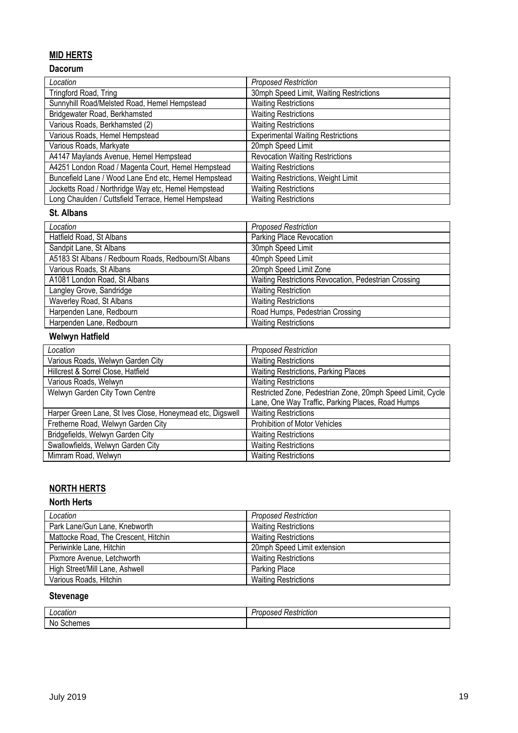## MID HERTS

### Dacorum

| *Location* | *Proposed Restriction* |
|---|---|
| Tringford Road, Tring | 30mph Speed Limit, Waiting Restrictions |
| Sunnyhill Road/Melsted Road, Hemel Hempstead | Waiting Restrictions |
| Bridgewater Road, Berkhamsted | Waiting Restrictions |
| Various Roads, Berkhamsted (2) | Waiting Restrictions |
| Various Roads, Hemel Hempstead | Experimental Waiting Restrictions |
| Various Roads, Markyate | 20mph Speed Limit |
| A4147 Maylands Avenue, Hemel Hempstead | Revocation Waiting Restrictions |
| A4251 London Road / Magenta Court, Hemel Hempstead | Waiting Restrictions |
| Buncefield Lane / Wood Lane End etc, Hemel Hempstead | Waiting Restrictions, Weight Limit |
| Jocketts Road / Northridge Way etc, Hemel Hempstead | Waiting Restrictions |
| Long Chaulden / Cuttsfield Terrace, Hemel Hempstead | Waiting Restrictions |

### St. Albans

| *Location* | *Proposed Restriction* |
|---|---|
| Hatfield Road, St Albans | Parking Place Revocation |
| Sandpit Lane, St Albans | 30mph Speed Limit |
| A5183 St Albans / Redbourn Roads, Redbourn/St Albans | 40mph Speed Limit |
| Various Roads, St Albans | 20mph Speed Limit Zone |
| A1081 London Road, St Albans | Waiting Restrictions Revocation, Pedestrian Crossing |
| Langley Grove, Sandridge | Waiting Restriction |
| Waverley Road, St Albans | Waiting Restrictions |
| Harpenden Lane, Redbourn | Road Humps, Pedestrian Crossing |
| Harpenden Lane, Redbourn | Waiting Restrictions |

### Welwyn Hatfield

| *Location* | *Proposed Restriction* |
|---|---|
| Various Roads, Welwyn Garden City | Waiting Restrictions |
| Hillcrest & Sorrel Close, Hatfield | Waiting Restrictions, Parking Places |
| Various Roads, Welwyn | Waiting Restrictions |
| Welwyn Garden City Town Centre | Restricted Zone, Pedestrian Zone, 20mph Speed Limit, Cycle Lane, One Way Traffic, Parking Places, Road Humps |
| Harper Green Lane, St Ives Close, Honeymead etc, Digswell | Waiting Restrictions |
| Fretherne Road, Welwyn Garden City | Prohibition of Motor Vehicles |
| Bridgefields, Welwyn Garden City | Waiting Restrictions |
| Swallowfields, Welwyn Garden City | Waiting Restrictions |
| Mimram Road, Welwyn | Waiting Restrictions |

## NORTH HERTS

### North Herts

| *Location* | *Proposed Restriction* |
|---|---|
| Park Lane/Gun Lane, Knebworth | Waiting Restrictions |
| Mattocke Road, The Crescent, Hitchin | Waiting Restrictions |
| Periwinkle Lane, Hitchin | 20mph Speed Limit extension |
| Pixmore Avenue, Letchworth | Waiting Restrictions |
| High Street/Mill Lane, Ashwell | Parking Place |
| Various Roads, Hitchin | Waiting Restrictions |

### Stevenage

| *Location* | *Proposed Restriction* |
|---|---|
| No Schemes | |

July 2019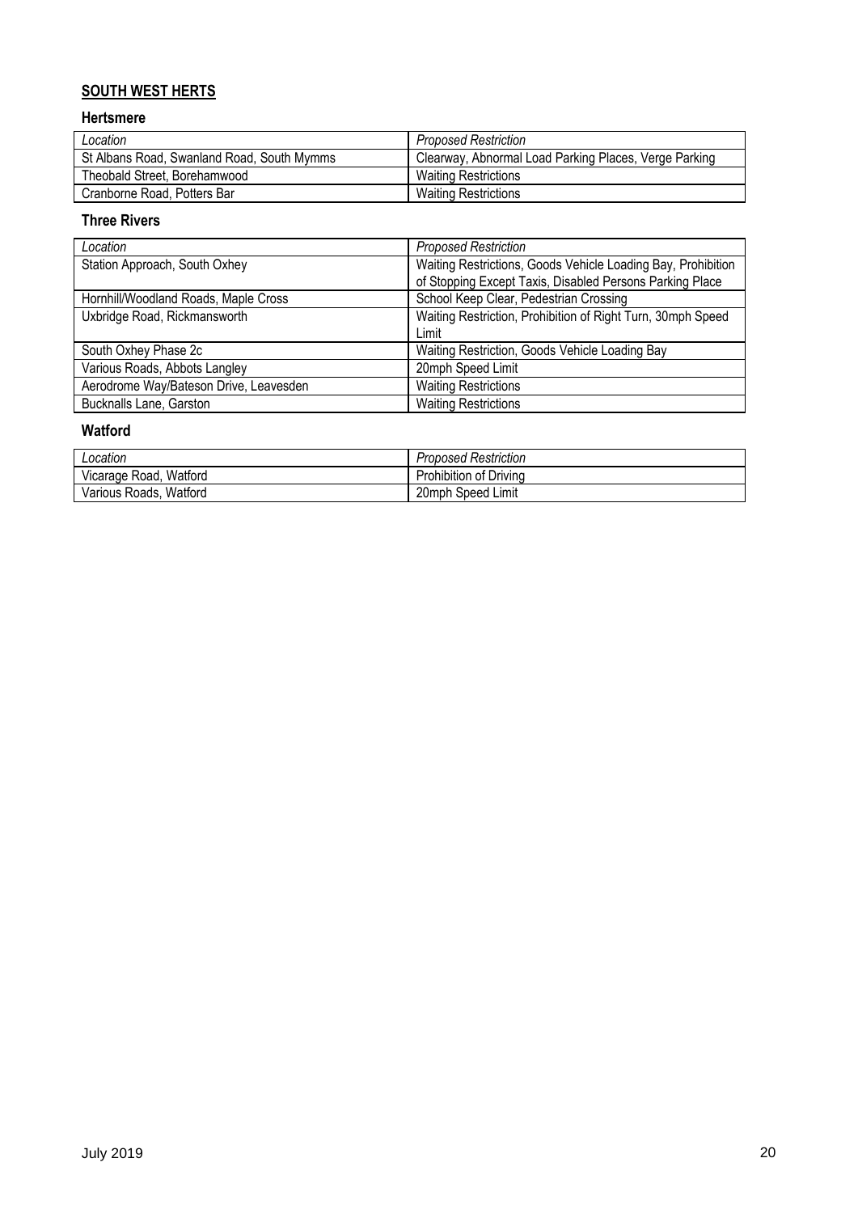## **SOUTH WEST HERTS**

### Hertsmere

| *Location* | *Proposed Restriction* |
| --- | --- |
| St Albans Road, Swanland Road, South Mymms | Clearway, Abnormal Load Parking Places, Verge Parking |
| Theobald Street, Borehamwood | Waiting Restrictions |
| Cranborne Road, Potters Bar | Waiting Restrictions |

### Three Rivers

| *Location* | *Proposed Restriction* |
| --- | --- |
| Station Approach, South Oxhey | Waiting Restrictions, Goods Vehicle Loading Bay, Prohibition of Stopping Except Taxis, Disabled Persons Parking Place |
| Hornhill/Woodland Roads, Maple Cross | School Keep Clear, Pedestrian Crossing |
| Uxbridge Road, Rickmansworth | Waiting Restriction, Prohibition of Right Turn, 30mph Speed Limit |
| South Oxhey Phase 2c | Waiting Restriction, Goods Vehicle Loading Bay |
| Various Roads, Abbots Langley | 20mph Speed Limit |
| Aerodrome Way/Bateson Drive, Leavesden | Waiting Restrictions |
| Bucknalls Lane, Garston | Waiting Restrictions |

### Watford

| *Location* | *Proposed Restriction* |
| --- | --- |
| Vicarage Road, Watford | Prohibition of Driving |
| Various Roads, Watford | 20mph Speed Limit |

July 2019